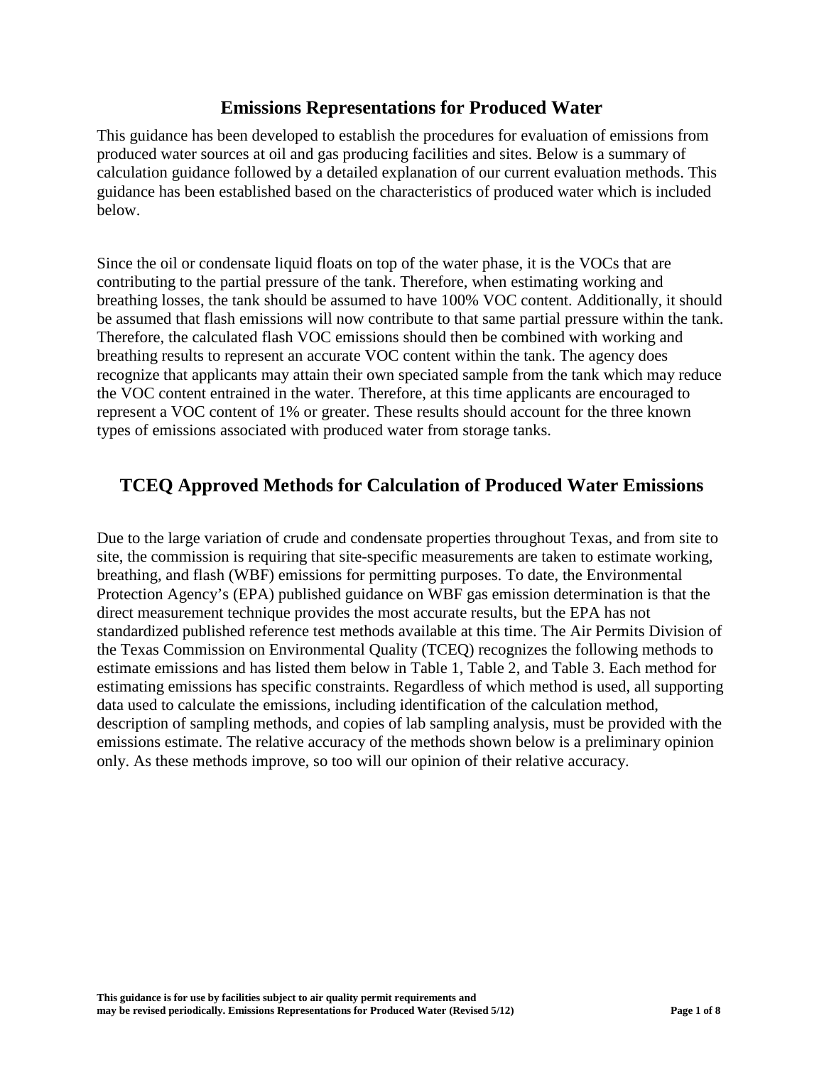## Emissions Representations for Produced Water

This guidance has been developed to establish the procedures for evaluation of emissions from produced water sources at oil and gas producing facilities and sites. Below is a summary of calculation guidance followed by a detailed explanation of our current evaluation methods. This guidance has been established based on the characteristics of produced water which is included below.

Since the oil or condensate liquid floats on top of the water phase, it is the VOCs that are contributing to the partial pressure of the tank. Therefore, when estimating working and breathing losses, the tank should be assumed to have 100% VOC content. Additionally, it should be assumed that flash emissions will now contribute to that same partial pressure within the tank. Therefore, the calculated flash VOC emissions should then be combined with working and breathing results to represent an accurate VOC content within the tank. The agency does recognize that applicants may attain their own speciated sample from the tank which may reduce the VOC content entrained in the water. Therefore, at this time applicants are encouraged to represent a VOC content of 1% or greater. These results should account for the three known types of emissions associated with produced water from storage tanks.

## TCEQ Approved Methods for Calculation of Produced Water Emissions

Due to the large variation of crude and condensate properties throughout Texas, and from site to site, the commission is requiring that site-specific measurements are taken to estimate working, breathing, and flash (WBF) emissions for permitting purposes. To date, the Environmental Protection Agency's (EPA) published guidance on WBF gas emission determination is that the direct measurement technique provides the most accurate results, but the EPA has not standardized published reference test methods available at this time. The Air Permits Division of the Texas Commission on Environmental Quality (TCEQ) recognizes the following methods to estimate emissions and has listed them below in Table 1, Table 2, and Table 3. Each method for estimating emissions has specific constraints. Regardless of which method is used, all supporting data used to calculate the emissions, including identification of the calculation method, description of sampling methods, and copies of lab sampling analysis, must be provided with the emissions estimate. The relative accuracy of the methods shown below is a preliminary opinion only. As these methods improve, so too will our opinion of their relative accuracy.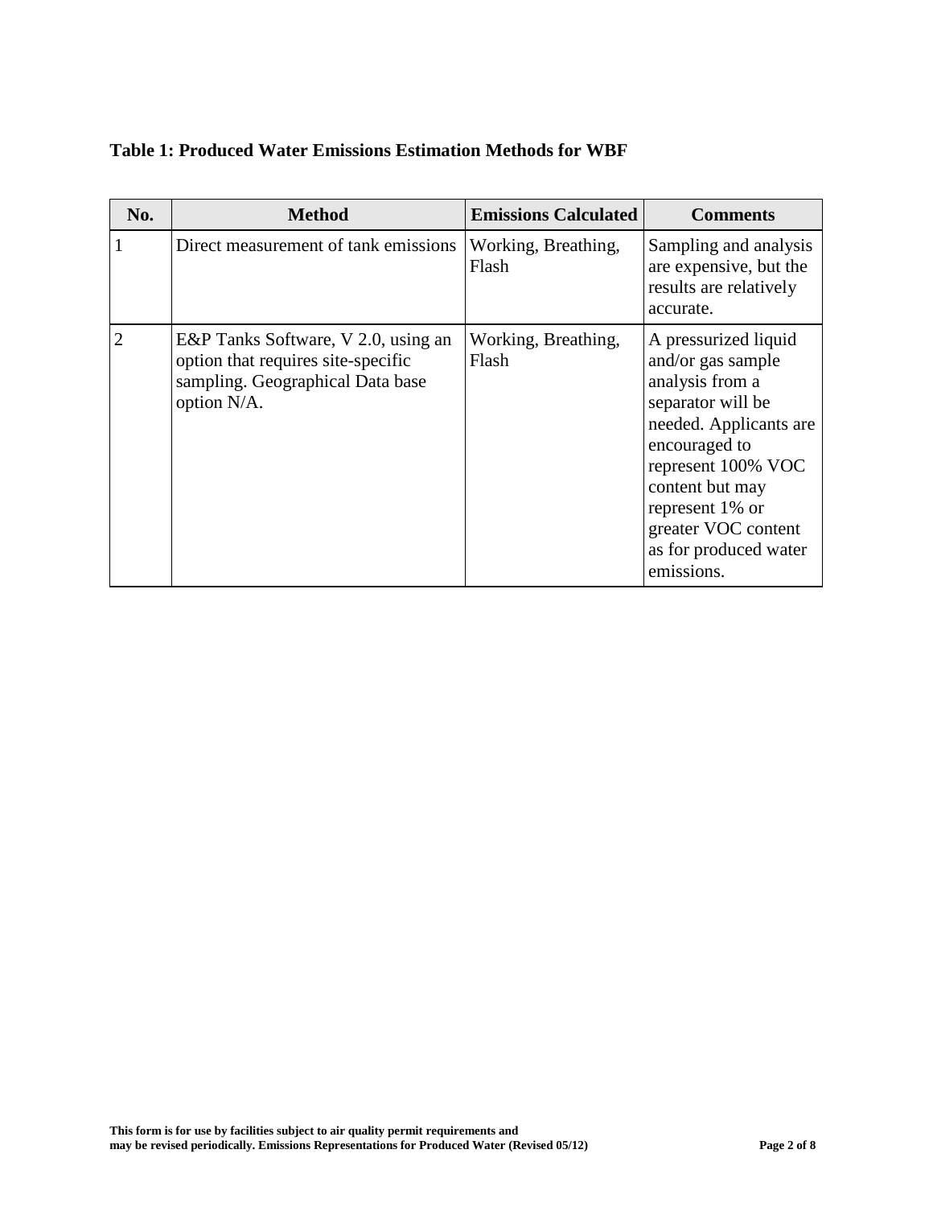**Table 1: Produced Water Emissions Estimation Methods for WBF**

| No. | Method | Emissions Calculated | Comments |
|---|---|---|---|
| 1 | Direct measurement of tank emissions | Working, Breathing, Flash | Sampling and analysis are expensive, but the results are relatively accurate. |
| 2 | E&P Tanks Software, V 2.0, using an option that requires site-specific sampling. Geographical Data base option N/A. | Working, Breathing, Flash | A pressurized liquid and/or gas sample analysis from a separator will be needed. Applicants are encouraged to represent 100% VOC content but may represent 1% or greater VOC content as for produced water emissions. |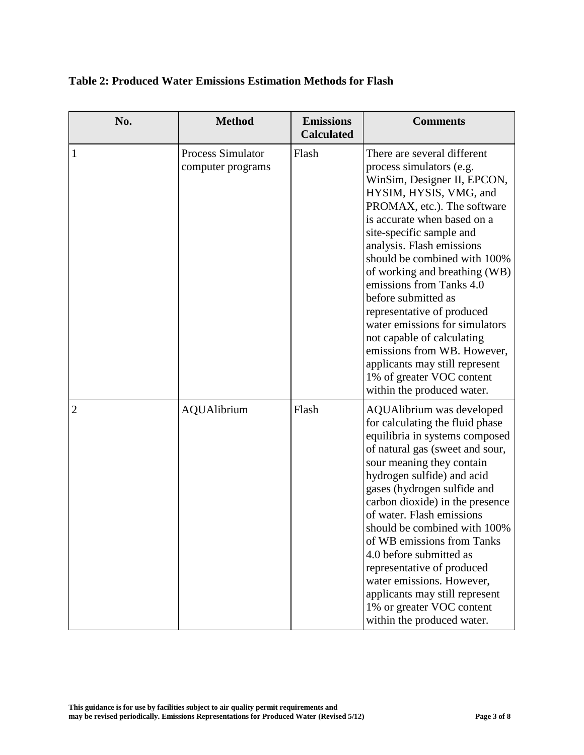**Table 2: Produced Water Emissions Estimation Methods for Flash**

| No. | Method | Emissions Calculated | Comments |
|---|---|---|---|
| 1 | Process Simulator computer programs | Flash | There are several different process simulators (e.g. WinSim, Designer II, EPCON, HYSIM, HYSIS, VMG, and PROMAX, etc.). The software is accurate when based on a site-specific sample and analysis. Flash emissions should be combined with 100% of working and breathing (WB) emissions from Tanks 4.0 before submitted as representative of produced water emissions for simulators not capable of calculating emissions from WB. However, applicants may still represent 1% of greater VOC content within the produced water. |
| 2 | AQUAlibrium | Flash | AQUAlibrium was developed for calculating the fluid phase equilibria in systems composed of natural gas (sweet and sour, sour meaning they contain hydrogen sulfide) and acid gases (hydrogen sulfide and carbon dioxide) in the presence of water. Flash emissions should be combined with 100% of WB emissions from Tanks 4.0 before submitted as representative of produced water emissions. However, applicants may still represent 1% or greater VOC content within the produced water. |

**This guidance is for use by facilities subject to air quality permit requirements and may be revised periodically. Emissions Representations for Produced Water (Revised 5/12)**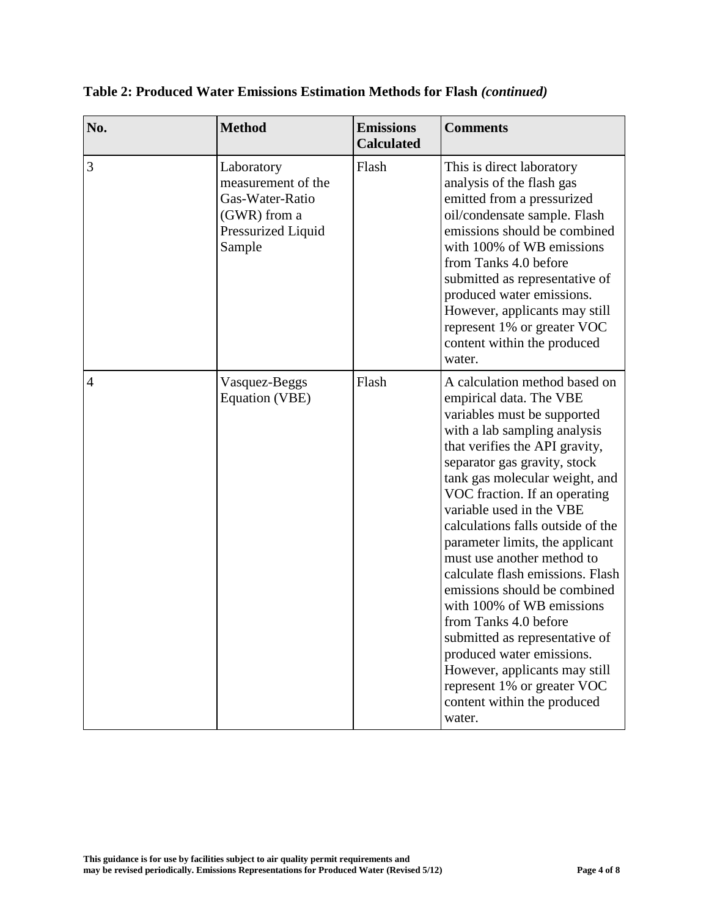**Table 2: Produced Water Emissions Estimation Methods for Flash *(continued)***

| No. | Method | Emissions Calculated | Comments |
|---|---|---|---|
| 3 | Laboratory measurement of the Gas-Water-Ratio (GWR) from a Pressurized Liquid Sample | Flash | This is direct laboratory analysis of the flash gas emitted from a pressurized oil/condensate sample. Flash emissions should be combined with 100% of WB emissions from Tanks 4.0 before submitted as representative of produced water emissions. However, applicants may still represent 1% or greater VOC content within the produced water. |
| 4 | Vasquez-Beggs Equation (VBE) | Flash | A calculation method based on empirical data. The VBE variables must be supported with a lab sampling analysis that verifies the API gravity, separator gas gravity, stock tank gas molecular weight, and VOC fraction. If an operating variable used in the VBE calculations falls outside of the parameter limits, the applicant must use another method to calculate flash emissions. Flash emissions should be combined with 100% of WB emissions from Tanks 4.0 before submitted as representative of produced water emissions. However, applicants may still represent 1% or greater VOC content within the produced water. |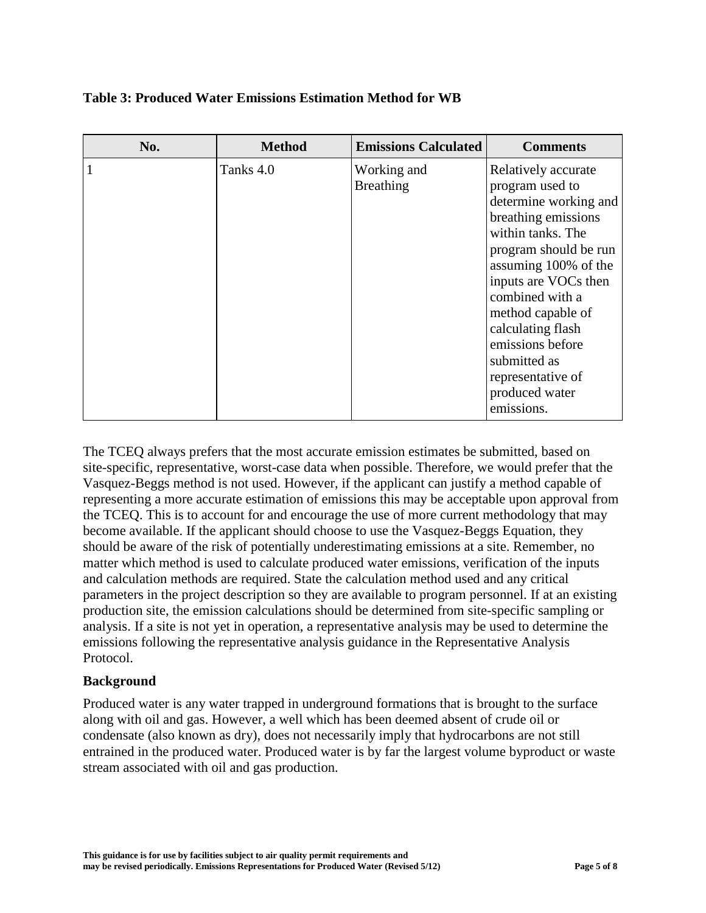**Table 3: Produced Water Emissions Estimation Method for WB**

| No. | Method | Emissions Calculated | Comments |
|---|---|---|---|
| 1 | Tanks 4.0 | Working and Breathing | Relatively accurate program used to determine working and breathing emissions within tanks. The program should be run assuming 100% of the inputs are VOCs then combined with a method capable of calculating flash emissions before submitted as representative of produced water emissions. |

The TCEQ always prefers that the most accurate emission estimates be submitted, based on site-specific, representative, worst-case data when possible. Therefore, we would prefer that the Vasquez-Beggs method is not used. However, if the applicant can justify a method capable of representing a more accurate estimation of emissions this may be acceptable upon approval from the TCEQ. This is to account for and encourage the use of more current methodology that may become available. If the applicant should choose to use the Vasquez-Beggs Equation, they should be aware of the risk of potentially underestimating emissions at a site. Remember, no matter which method is used to calculate produced water emissions, verification of the inputs and calculation methods are required. State the calculation method used and any critical parameters in the project description so they are available to program personnel. If at an existing production site, the emission calculations should be determined from site-specific sampling or analysis. If a site is not yet in operation, a representative analysis may be used to determine the emissions following the representative analysis guidance in the Representative Analysis Protocol.

## Background

Produced water is any water trapped in underground formations that is brought to the surface along with oil and gas. However, a well which has been deemed absent of crude oil or condensate (also known as dry), does not necessarily imply that hydrocarbons are not still entrained in the produced water. Produced water is by far the largest volume byproduct or waste stream associated with oil and gas production.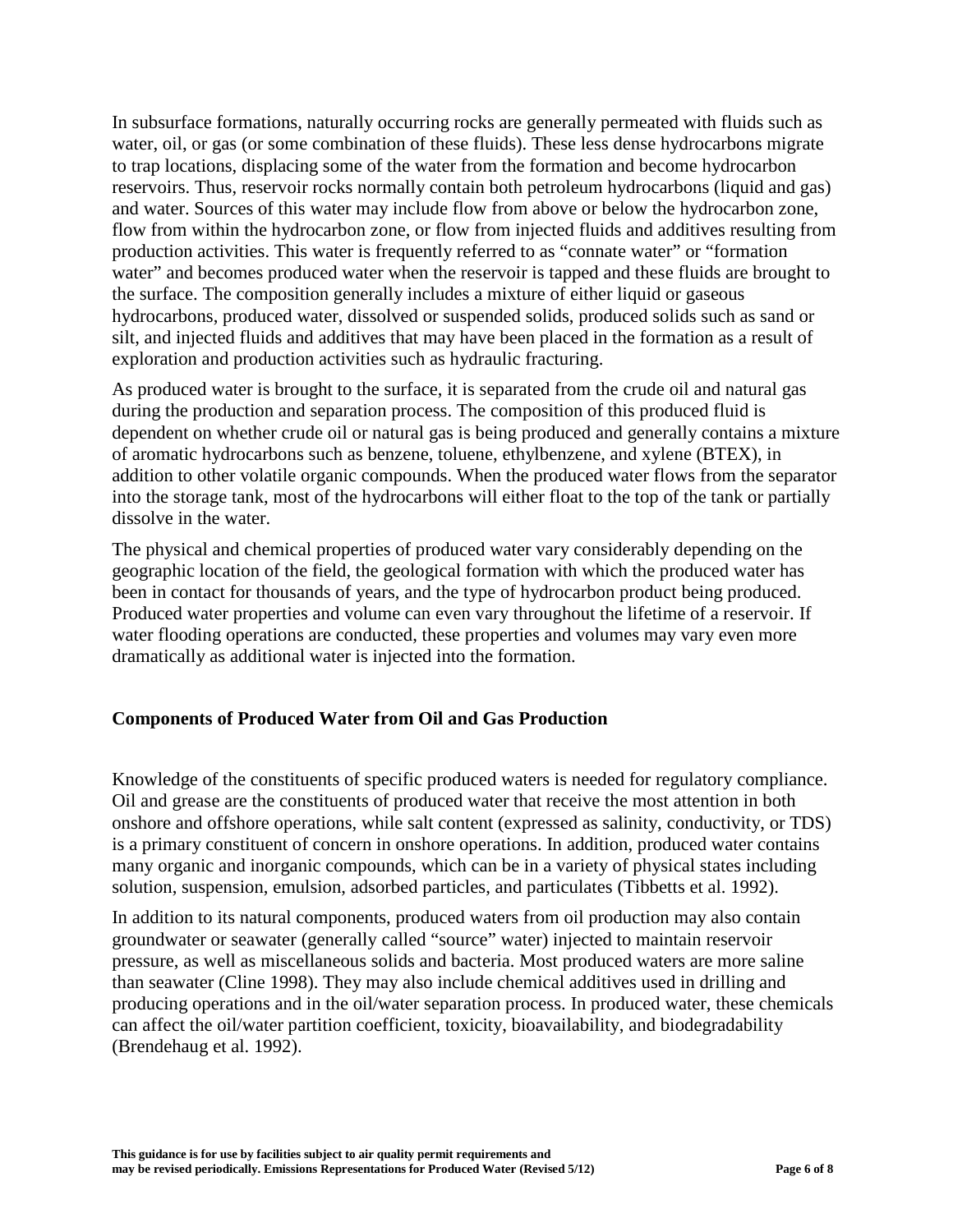In subsurface formations, naturally occurring rocks are generally permeated with fluids such as water, oil, or gas (or some combination of these fluids). These less dense hydrocarbons migrate to trap locations, displacing some of the water from the formation and become hydrocarbon reservoirs. Thus, reservoir rocks normally contain both petroleum hydrocarbons (liquid and gas) and water. Sources of this water may include flow from above or below the hydrocarbon zone, flow from within the hydrocarbon zone, or flow from injected fluids and additives resulting from production activities. This water is frequently referred to as "connate water" or "formation water" and becomes produced water when the reservoir is tapped and these fluids are brought to the surface. The composition generally includes a mixture of either liquid or gaseous hydrocarbons, produced water, dissolved or suspended solids, produced solids such as sand or silt, and injected fluids and additives that may have been placed in the formation as a result of exploration and production activities such as hydraulic fracturing.

As produced water is brought to the surface, it is separated from the crude oil and natural gas during the production and separation process. The composition of this produced fluid is dependent on whether crude oil or natural gas is being produced and generally contains a mixture of aromatic hydrocarbons such as benzene, toluene, ethylbenzene, and xylene (BTEX), in addition to other volatile organic compounds. When the produced water flows from the separator into the storage tank, most of the hydrocarbons will either float to the top of the tank or partially dissolve in the water.

The physical and chemical properties of produced water vary considerably depending on the geographic location of the field, the geological formation with which the produced water has been in contact for thousands of years, and the type of hydrocarbon product being produced. Produced water properties and volume can even vary throughout the lifetime of a reservoir. If water flooding operations are conducted, these properties and volumes may vary even more dramatically as additional water is injected into the formation.

## Components of Produced Water from Oil and Gas Production

Knowledge of the constituents of specific produced waters is needed for regulatory compliance. Oil and grease are the constituents of produced water that receive the most attention in both onshore and offshore operations, while salt content (expressed as salinity, conductivity, or TDS) is a primary constituent of concern in onshore operations. In addition, produced water contains many organic and inorganic compounds, which can be in a variety of physical states including solution, suspension, emulsion, adsorbed particles, and particulates (Tibbetts et al. 1992).

In addition to its natural components, produced waters from oil production may also contain groundwater or seawater (generally called "source" water) injected to maintain reservoir pressure, as well as miscellaneous solids and bacteria. Most produced waters are more saline than seawater (Cline 1998). They may also include chemical additives used in drilling and producing operations and in the oil/water separation process. In produced water, these chemicals can affect the oil/water partition coefficient, toxicity, bioavailability, and biodegradability (Brendehaug et al. 1992).

**This guidance is for use by facilities subject to air quality permit requirements and may be revised periodically. Emissions Representations for Produced Water (Revised 5/12)**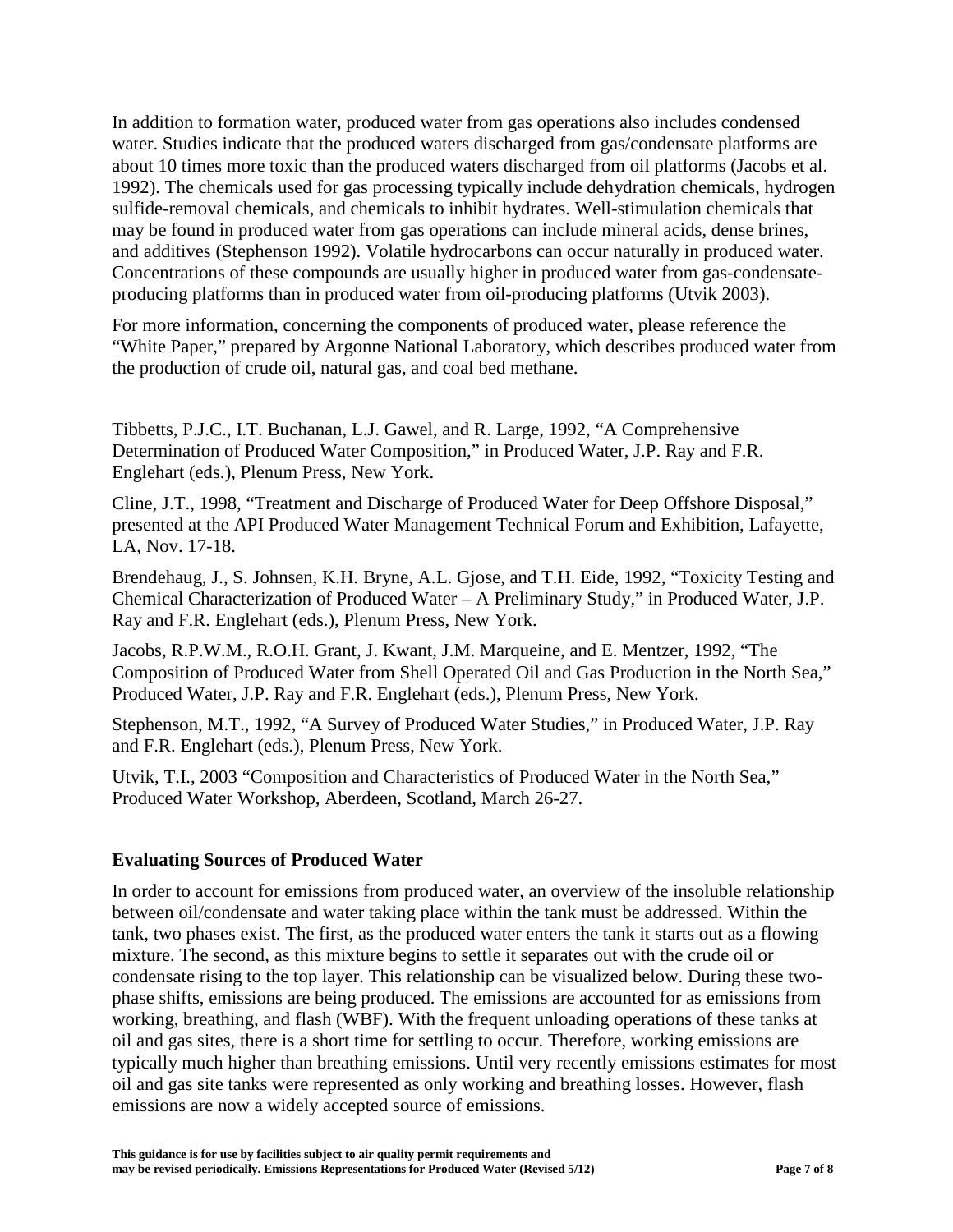In addition to formation water, produced water from gas operations also includes condensed water. Studies indicate that the produced waters discharged from gas/condensate platforms are about 10 times more toxic than the produced waters discharged from oil platforms (Jacobs et al. 1992). The chemicals used for gas processing typically include dehydration chemicals, hydrogen sulfide-removal chemicals, and chemicals to inhibit hydrates. Well-stimulation chemicals that may be found in produced water from gas operations can include mineral acids, dense brines, and additives (Stephenson 1992). Volatile hydrocarbons can occur naturally in produced water. Concentrations of these compounds are usually higher in produced water from gas-condensate-producing platforms than in produced water from oil-producing platforms (Utvik 2003).

For more information, concerning the components of produced water, please reference the "White Paper," prepared by Argonne National Laboratory, which describes produced water from the production of crude oil, natural gas, and coal bed methane.

Tibbetts, P.J.C., I.T. Buchanan, L.J. Gawel, and R. Large, 1992, "A Comprehensive Determination of Produced Water Composition," in Produced Water, J.P. Ray and F.R. Englehart (eds.), Plenum Press, New York.

Cline, J.T., 1998, "Treatment and Discharge of Produced Water for Deep Offshore Disposal," presented at the API Produced Water Management Technical Forum and Exhibition, Lafayette, LA, Nov. 17-18.

Brendehaug, J., S. Johnsen, K.H. Bryne, A.L. Gjose, and T.H. Eide, 1992, "Toxicity Testing and Chemical Characterization of Produced Water – A Preliminary Study," in Produced Water, J.P. Ray and F.R. Englehart (eds.), Plenum Press, New York.

Jacobs, R.P.W.M., R.O.H. Grant, J. Kwant, J.M. Marqueine, and E. Mentzer, 1992, "The Composition of Produced Water from Shell Operated Oil and Gas Production in the North Sea," Produced Water, J.P. Ray and F.R. Englehart (eds.), Plenum Press, New York.

Stephenson, M.T., 1992, "A Survey of Produced Water Studies," in Produced Water, J.P. Ray and F.R. Englehart (eds.), Plenum Press, New York.

Utvik, T.I., 2003 "Composition and Characteristics of Produced Water in the North Sea," Produced Water Workshop, Aberdeen, Scotland, March 26-27.

## Evaluating Sources of Produced Water

In order to account for emissions from produced water, an overview of the insoluble relationship between oil/condensate and water taking place within the tank must be addressed. Within the tank, two phases exist. The first, as the produced water enters the tank it starts out as a flowing mixture. The second, as this mixture begins to settle it separates out with the crude oil or condensate rising to the top layer. This relationship can be visualized below. During these two-phase shifts, emissions are being produced. The emissions are accounted for as emissions from working, breathing, and flash (WBF). With the frequent unloading operations of these tanks at oil and gas sites, there is a short time for settling to occur. Therefore, working emissions are typically much higher than breathing emissions. Until very recently emissions estimates for most oil and gas site tanks were represented as only working and breathing losses. However, flash emissions are now a widely accepted source of emissions.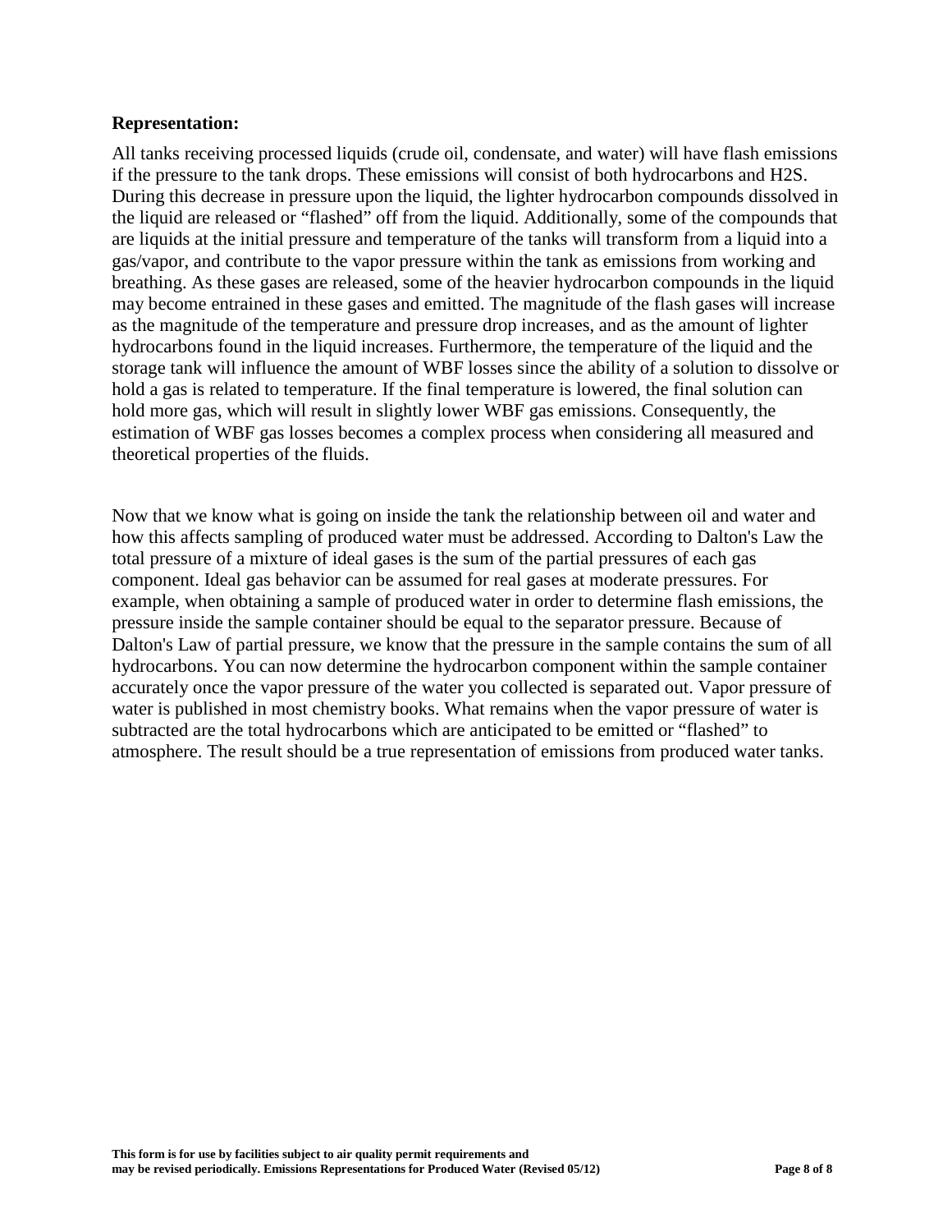**Representation:**

All tanks receiving processed liquids (crude oil, condensate, and water) will have flash emissions if the pressure to the tank drops. These emissions will consist of both hydrocarbons and $H_2S$. During this decrease in pressure upon the liquid, the lighter hydrocarbon compounds dissolved in the liquid are released or "flashed" off from the liquid. Additionally, some of the compounds that are liquids at the initial pressure and temperature of the tanks will transform from a liquid into a gas/vapor, and contribute to the vapor pressure within the tank as emissions from working and breathing. As these gases are released, some of the heavier hydrocarbon compounds in the liquid may become entrained in these gases and emitted. The magnitude of the flash gases will increase as the magnitude of the temperature and pressure drop increases, and as the amount of lighter hydrocarbons found in the liquid increases. Furthermore, the temperature of the liquid and the storage tank will influence the amount of WBF losses since the ability of a solution to dissolve or hold a gas is related to temperature. If the final temperature is lowered, the final solution can hold more gas, which will result in slightly lower WBF gas emissions. Consequently, the estimation of WBF gas losses becomes a complex process when considering all measured and theoretical properties of the fluids.

Now that we know what is going on inside the tank the relationship between oil and water and how this affects sampling of produced water must be addressed. According to Dalton's Law the total pressure of a mixture of ideal gases is the sum of the partial pressures of each gas component. Ideal gas behavior can be assumed for real gases at moderate pressures. For example, when obtaining a sample of produced water in order to determine flash emissions, the pressure inside the sample container should be equal to the separator pressure. Because of Dalton's Law of partial pressure, we know that the pressure in the sample contains the sum of all hydrocarbons. You can now determine the hydrocarbon component within the sample container accurately once the vapor pressure of the water you collected is separated out. Vapor pressure of water is published in most chemistry books. What remains when the vapor pressure of water is subtracted are the total hydrocarbons which are anticipated to be emitted or "flashed" to atmosphere. The result should be a true representation of emissions from produced water tanks.

**This form is for use by facilities subject to air quality permit requirements and may be revised periodically. Emissions Representations for Produced Water (Revised 05/12)**